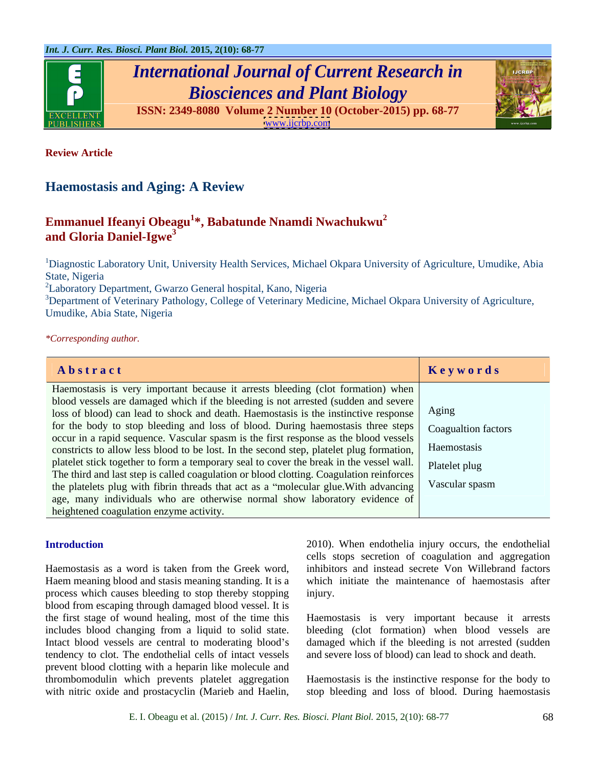**Review Article**

# Haemostasis and Aging: A Review

**Emmanuel Ifeanyi Obeagu[1]*, Babatunde Nnamdi Nwachukwu[2] and Gloria Daniel-Igwe[3]**

[1]Diagnostic Laboratory Unit, University Health Services, Michael Okpara University of Agriculture, Umudike, Abia State, Nigeria
[2]Laboratory Department, Gwarzo General hospital, Kano, Nigeria
[3]Department of Veterinary Pathology, College of Veterinary Medicine, Michael Okpara University of Agriculture, Umudike, Abia State, Nigeria

*\*Corresponding author.*

| Abstract | Keywords |
|---|---|
| Haemostasis is very important because it arrests bleeding (clot formation) when blood vessels are damaged which if the bleeding is not arrested (sudden and severe loss of blood) can lead to shock and death. Haemostasis is the instinctive response for the body to stop bleeding and loss of blood. During haemostasis three steps occur in a rapid sequence. Vascular spasm is the first response as the blood vessels constricts to allow less blood to be lost. In the second step, platelet plug formation, platelet stick together to form a temporary seal to cover the break in the vessel wall. The third and last step is called coagulation or blood clotting. Coagulation reinforces the platelets plug with fibrin threads that act as a "molecular glue.With advancing age, many individuals who are otherwise normal show laboratory evidence of heightened coagulation enzyme activity. | Aging<br>Coagualtion factors<br>Haemostasis<br>Platelet plug<br>Vascular spasm |

## Introduction

Haemostasis as a word is taken from the Greek word, Haem meaning blood and stasis meaning standing. It is a process which causes bleeding to stop thereby stopping blood from escaping through damaged blood vessel. It is the first stage of wound healing, most of the time this includes blood changing from a liquid to solid state. Intact blood vessels are central to moderating blood's tendency to clot. The endothelial cells of intact vessels prevent blood clotting with a heparin like molecule and thrombomodulin which prevents platelet aggregation with nitric oxide and prostacyclin (Marieb and Haelin, 2010). When endothelia injury occurs, the endothelial cells stops secretion of coagulation and aggregation inhibitors and instead secrete Von Willebrand factors which initiate the maintenance of haemostasis after injury.

Haemostasis is very important because it arrests bleeding (clot formation) when blood vessels are damaged which if the bleeding is not arrested (sudden and severe loss of blood) can lead to shock and death.

Haemostasis is the instinctive response for the body to stop bleeding and loss of blood. During haemostasis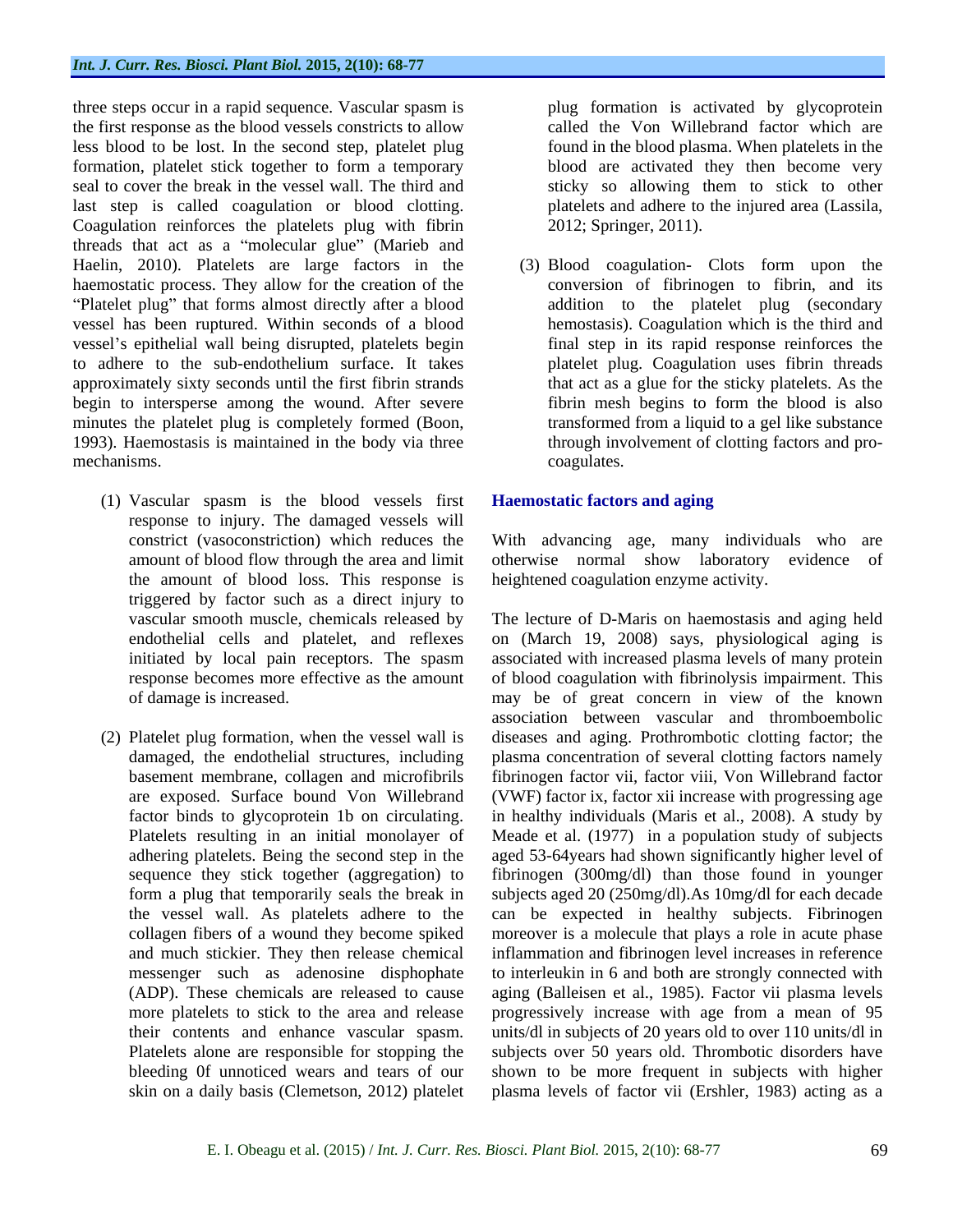three steps occur in a rapid sequence. Vascular spasm is the first response as the blood vessels constricts to allow less blood to be lost. In the second step, platelet plug formation, platelet stick together to form a temporary seal to cover the break in the vessel wall. The third and last step is called coagulation or blood clotting. Coagulation reinforces the platelets plug with fibrin threads that act as a "molecular glue" (Marieb and Haelin, 2010). Platelets are large factors in the haemostatic process. They allow for the creation of the "Platelet plug" that forms almost directly after a blood vessel has been ruptured. Within seconds of a blood vessel's epithelial wall being disrupted, platelets begin to adhere to the sub-endothelium surface. It takes approximately sixty seconds until the first fibrin strands begin to intersperse among the wound. After severe minutes the platelet plug is completely formed (Boon, 1993). Haemostasis is maintained in the body via three mechanisms.

(1) Vascular spasm is the blood vessels first response to injury. The damaged vessels will constrict (vasoconstriction) which reduces the amount of blood flow through the area and limit the amount of blood loss. This response is triggered by factor such as a direct injury to vascular smooth muscle, chemicals released by endothelial cells and platelet, and reflexes initiated by local pain receptors. The spasm response becomes more effective as the amount of damage is increased.

(2) Platelet plug formation, when the vessel wall is damaged, the endothelial structures, including basement membrane, collagen and microfibrils are exposed. Surface bound Von Willebrand factor binds to glycoprotein 1b on circulating. Platelets resulting in an initial monolayer of adhering platelets. Being the second step in the sequence they stick together (aggregation) to form a plug that temporarily seals the break in the vessel wall. As platelets adhere to the collagen fibers of a wound they become spiked and much stickier. They then release chemical messenger such as adenosine disphophate (ADP). These chemicals are released to cause more platelets to stick to the area and release their contents and enhance vascular spasm. Platelets alone are responsible for stopping the bleeding 0f unnoticed wears and tears of our skin on a daily basis (Clemetson, 2012) platelet plug formation is activated by glycoprotein called the Von Willebrand factor which are found in the blood plasma. When platelets in the blood are activated they then become very sticky so allowing them to stick to other platelets and adhere to the injured area (Lassila, 2012; Springer, 2011).

(3) Blood coagulation- Clots form upon the conversion of fibrinogen to fibrin, and its addition to the platelet plug (secondary hemostasis). Coagulation which is the third and final step in its rapid response reinforces the platelet plug. Coagulation uses fibrin threads that act as a glue for the sticky platelets. As the fibrin mesh begins to form the blood is also transformed from a liquid to a gel like substance through involvement of clotting factors and pro-coagulates.

## Haemostatic factors and aging

With advancing age, many individuals who are otherwise normal show laboratory evidence of heightened coagulation enzyme activity.

The lecture of D-Maris on haemostasis and aging held on (March 19, 2008) says, physiological aging is associated with increased plasma levels of many protein of blood coagulation with fibrinolysis impairment. This may be of great concern in view of the known association between vascular and thromboembolic diseases and aging. Prothrombotic clotting factor; the plasma concentration of several clotting factors namely fibrinogen factor vii, factor viii, Von Willebrand factor (VWF) factor ix, factor xii increase with progressing age in healthy individuals (Maris et al., 2008). A study by Meade et al. (1977) in a population study of subjects aged 53-64years had shown significantly higher level of fibrinogen (300mg/dl) than those found in younger subjects aged 20 (250mg/dl).As 10mg/dl for each decade can be expected in healthy subjects. Fibrinogen moreover is a molecule that plays a role in acute phase inflammation and fibrinogen level increases in reference to interleukin in 6 and both are strongly connected with aging (Balleisen et al., 1985). Factor vii plasma levels progressively increase with age from a mean of 95 units/dl in subjects of 20 years old to over 110 units/dl in subjects over 50 years old. Thrombotic disorders have shown to be more frequent in subjects with higher plasma levels of factor vii (Ershler, 1983) acting as a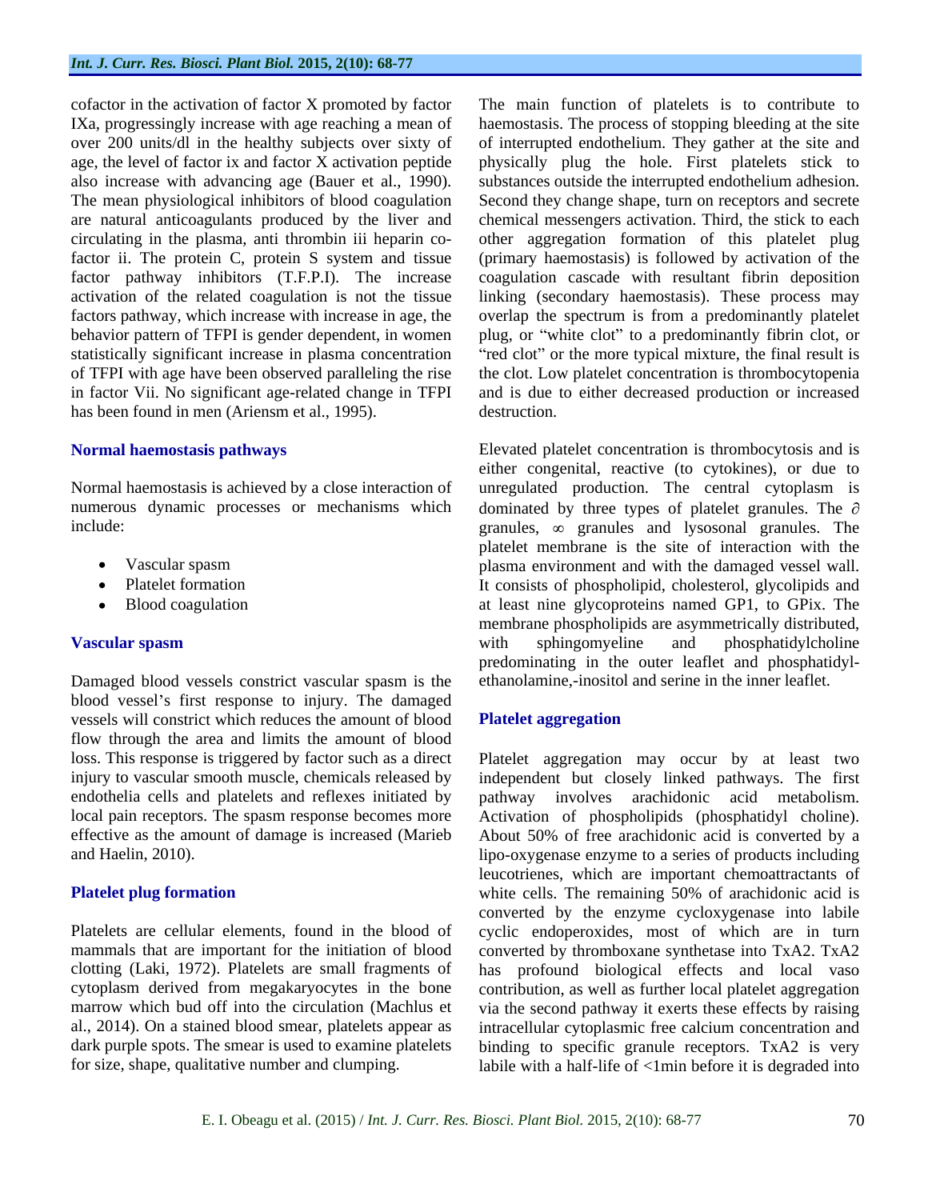cofactor in the activation of factor X promoted by factor IXa, progressingly increase with age reaching a mean of over 200 units/dl in the healthy subjects over sixty of age, the level of factor ix and factor X activation peptide also increase with advancing age (Bauer et al., 1990). The mean physiological inhibitors of blood coagulation are natural anticoagulants produced by the liver and circulating in the plasma, anti thrombin iii heparin co-factor ii. The protein C, protein S system and tissue factor pathway inhibitors (T.F.P.I). The increase activation of the related coagulation is not the tissue factors pathway, which increase with increase in age, the behavior pattern of TFPI is gender dependent, in women statistically significant increase in plasma concentration of TFPI with age have been observed paralleling the rise in factor Vii. No significant age-related change in TFPI has been found in men (Ariensm et al., 1995).

## Normal haemostasis pathways

Normal haemostasis is achieved by a close interaction of numerous dynamic processes or mechanisms which include:

- Vascular spasm
- Platelet formation
- Blood coagulation

## Vascular spasm

Damaged blood vessels constrict vascular spasm is the blood vessel's first response to injury. The damaged vessels will constrict which reduces the amount of blood flow through the area and limits the amount of blood loss. This response is triggered by factor such as a direct injury to vascular smooth muscle, chemicals released by endothelia cells and platelets and reflexes initiated by local pain receptors. The spasm response becomes more effective as the amount of damage is increased (Marieb and Haelin, 2010).

## Platelet plug formation

Platelets are cellular elements, found in the blood of mammals that are important for the initiation of blood clotting (Laki, 1972). Platelets are small fragments of cytoplasm derived from megakaryocytes in the bone marrow which bud off into the circulation (Machlus et al., 2014). On a stained blood smear, platelets appear as dark purple spots. The smear is used to examine platelets for size, shape, qualitative number and clumping.

The main function of platelets is to contribute to haemostasis. The process of stopping bleeding at the site of interrupted endothelium. They gather at the site and physically plug the hole. First platelets stick to substances outside the interrupted endothelium adhesion. Second they change shape, turn on receptors and secrete chemical messengers activation. Third, the stick to each other aggregation formation of this platelet plug (primary haemostasis) is followed by activation of the coagulation cascade with resultant fibrin deposition linking (secondary haemostasis). These process may overlap the spectrum is from a predominantly platelet plug, or "white clot" to a predominantly fibrin clot, or "red clot" or the more typical mixture, the final result is the clot. Low platelet concentration is thrombocytopenia and is due to either decreased production or increased destruction.

Elevated platelet concentration is thrombocytosis and is either congenital, reactive (to cytokines), or due to unregulated production. The central cytoplasm is dominated by three types of platelet granules. The $\partial$ granules, $\infty$ granules and lysosonal granules. The platelet membrane is the site of interaction with the plasma environment and with the damaged vessel wall. It consists of phospholipid, cholesterol, glycolipids and at least nine glycoproteins named GP1, to GPix. The membrane phospholipids are asymmetrically distributed, with sphingomyeline and phosphatidylcholine predominating in the outer leaflet and phosphatidyl-ethanolamine,-inositol and serine in the inner leaflet.

## Platelet aggregation

Platelet aggregation may occur by at least two independent but closely linked pathways. The first pathway involves arachidonic acid metabolism. Activation of phospholipids (phosphatidyl choline). About 50% of free arachidonic acid is converted by a lipo-oxygenase enzyme to a series of products including leucotrienes, which are important chemoattractants of white cells. The remaining 50% of arachidonic acid is converted by the enzyme cycloxygenase into labile cyclic endoperoxides, most of which are in turn converted by thromboxane synthetase into TxA2. TxA2 has profound biological effects and local vaso contribution, as well as further local platelet aggregation via the second pathway it exerts these effects by raising intracellular cytoplasmic free calcium concentration and binding to specific granule receptors. TxA2 is very labile with a half-life of <1min before it is degraded into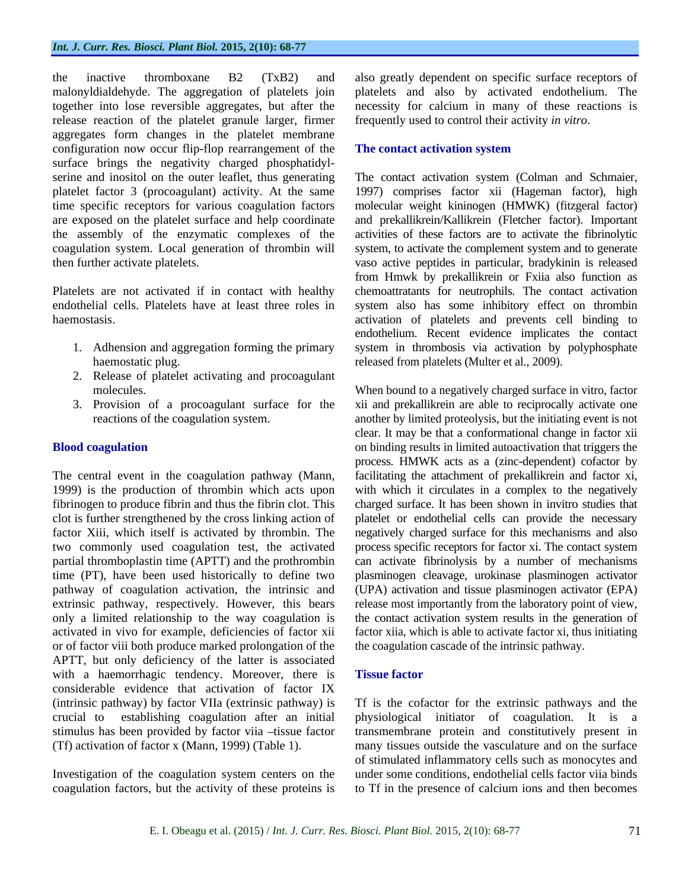the inactive thromboxane B2 (TxB2) and malonyldialdehyde. The aggregation of platelets join together into lose reversible aggregates, but after the release reaction of the platelet granule larger, firmer aggregates form changes in the platelet membrane configuration now occur flip-flop rearrangement of the surface brings the negativity charged phosphatidyl-serine and inositol on the outer leaflet, thus generating platelet factor 3 (procoagulant) activity. At the same time specific receptors for various coagulation factors are exposed on the platelet surface and help coordinate the assembly of the enzymatic complexes of the coagulation system. Local generation of thrombin will then further activate platelets.

Platelets are not activated if in contact with healthy endothelial cells. Platelets have at least three roles in haemostasis.

1. Adhension and aggregation forming the primary haemostatic plug.
2. Release of platelet activating and procoagulant molecules.
3. Provision of a procoagulant surface for the reactions of the coagulation system.

## Blood coagulation

The central event in the coagulation pathway (Mann, 1999) is the production of thrombin which acts upon fibrinogen to produce fibrin and thus the fibrin clot. This clot is further strengthened by the cross linking action of factor Xiii, which itself is activated by thrombin. The two commonly used coagulation test, the activated partial thromboplastin time (APTT) and the prothrombin time (PT), have been used historically to define two pathway of coagulation activation, the intrinsic and extrinsic pathway, respectively. However, this bears only a limited relationship to the way coagulation is activated in vivo for example, deficiencies of factor xii or of factor viii both produce marked prolongation of the APTT, but only deficiency of the latter is associated with a haemorrhagic tendency. Moreover, there is considerable evidence that activation of factor IX (intrinsic pathway) by factor VIIa (extrinsic pathway) is crucial to establishing coagulation after an initial stimulus has been provided by factor viia –tissue factor (Tf) activation of factor x (Mann, 1999) (Table 1).

Investigation of the coagulation system centers on the coagulation factors, but the activity of these proteins is also greatly dependent on specific surface receptors of platelets and also by activated endothelium. The necessity for calcium in many of these reactions is frequently used to control their activity *in vitro*.

## The contact activation system

The contact activation system (Colman and Schmaier, 1997) comprises factor xii (Hageman factor), high molecular weight kininogen (HMWK) (fitzgeral factor) and prekallikrein/Kallikrein (Fletcher factor). Important activities of these factors are to activate the fibrinolytic system, to activate the complement system and to generate vaso active peptides in particular, bradykinin is released from Hmwk by prekallikrein or Fxiia also function as chemoattratants for neutrophils. The contact activation system also has some inhibitory effect on thrombin activation of platelets and prevents cell binding to endothelium. Recent evidence implicates the contact system in thrombosis via activation by polyphosphate released from platelets (Multer et al., 2009).

When bound to a negatively charged surface in vitro, factor xii and prekallikrein are able to reciprocally activate one another by limited proteolysis, but the initiating event is not clear. It may be that a conformational change in factor xii on binding results in limited autoactivation that triggers the process. HMWK acts as a (zinc-dependent) cofactor by facilitating the attachment of prekallikrein and factor xi, with which it circulates in a complex to the negatively charged surface. It has been shown in invitro studies that platelet or endothelial cells can provide the necessary negatively charged surface for this mechanisms and also process specific receptors for factor xi. The contact system can activate fibrinolysis by a number of mechanisms plasminogen cleavage, urokinase plasminogen activator (UPA) activation and tissue plasminogen activator (EPA) release most importantly from the laboratory point of view, the contact activation system results in the generation of factor xiia, which is able to activate factor xi, thus initiating the coagulation cascade of the intrinsic pathway.

## Tissue factor

Tf is the cofactor for the extrinsic pathways and the physiological initiator of coagulation. It is a transmembrane protein and constitutively present in many tissues outside the vasculature and on the surface of stimulated inflammatory cells such as monocytes and under some conditions, endothelial cells factor viia binds to Tf in the presence of calcium ions and then becomes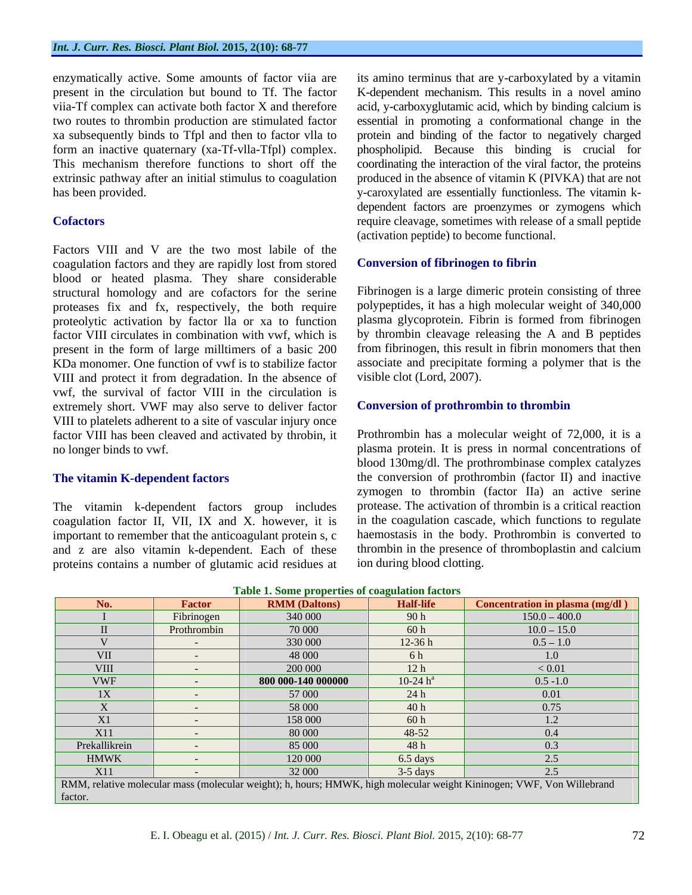enzymatically active. Some amounts of factor viia are present in the circulation but bound to Tf. The factor viia-Tf complex can activate both factor X and therefore two routes to thrombin production are stimulated factor xa subsequently binds to Tfpl and then to factor vlla to form an inactive quaternary (xa-Tf-vlla-Tfpl) complex. This mechanism therefore functions to short off the extrinsic pathway after an initial stimulus to coagulation has been provided.

## Cofactors

Factors VIII and V are the two most labile of the coagulation factors and they are rapidly lost from stored blood or heated plasma. They share considerable structural homology and are cofactors for the serine proteases fix and fx, respectively, the both require proteolytic activation by factor lla or xa to function factor VIII circulates in combination with vwf, which is present in the form of large milltimers of a basic 200 KDa monomer. One function of vwf is to stabilize factor VIII and protect it from degradation. In the absence of vwf, the survival of factor VIII in the circulation is extremely short. VWF may also serve to deliver factor VIII to platelets adherent to a site of vascular injury once factor VIII has been cleaved and activated by throbin, it no longer binds to vwf.

## The vitamin K-dependent factors

The vitamin k-dependent factors group includes coagulation factor II, VII, IX and X. however, it is important to remember that the anticoagulant protein s, c and z are also vitamin k-dependent. Each of these proteins contains a number of glutamic acid residues at its amino terminus that are y-carboxylated by a vitamin K-dependent mechanism. This results in a novel amino acid, y-carboxyglutamic acid, which by binding calcium is essential in promoting a conformational change in the protein and binding of the factor to negatively charged phospholipid. Because this binding is crucial for coordinating the interaction of the viral factor, the proteins produced in the absence of vitamin K (PIVKA) that are not y-caroxylated are essentially functionless. The vitamin k-dependent factors are proenzymes or zymogens which require cleavage, sometimes with release of a small peptide (activation peptide) to become functional.

## Conversion of fibrinogen to fibrin

Fibrinogen is a large dimeric protein consisting of three polypeptides, it has a high molecular weight of 340,000 plasma glycoprotein. Fibrin is formed from fibrinogen by thrombin cleavage releasing the A and B peptides from fibrinogen, this result in fibrin monomers that then associate and precipitate forming a polymer that is the visible clot (Lord, 2007).

## Conversion of prothrombin to thrombin

Prothrombin has a molecular weight of 72,000, it is a plasma protein. It is press in normal concentrations of blood 130mg/dl. The prothrombinase complex catalyzes the conversion of prothrombin (factor II) and inactive zymogen to thrombin (factor IIa) an active serine protease. The activation of thrombin is a critical reaction in the coagulation cascade, which functions to regulate haemostasis in the body. Prothrombin is converted to thrombin in the presence of thromboplastin and calcium ion during blood clotting.

**Table 1. Some properties of coagulation factors**

| No. | Factor | RMM (Daltons) | Half-life | Concentration in plasma (mg/dl ) |
|---|---|---|---|---|
| I | Fibrinogen | 340 000 | 90 h | 150.0 – 400.0 |
| II | Prothrombin | 70 000 | 60 h | 10.0 – 15.0 |
| V | - | 330 000 | 12-36 h | 0.5 – 1.0 |
| VII | - | 48 000 | 6 h | 1.0 |
| VIII | - | 200 000 | 12 h | < 0.01 |
| VWF | - | **800 000-140 000000** | 10-24 h[a] | 0.5 -1.0 |
| 1X | - | 57 000 | 24 h | 0.01 |
| X | - | 58 000 | 40 h | 0.75 |
| X1 | - | 158 000 | 60 h | 1.2 |
| X11 | - | 80 000 | 48-52 | 0.4 |
| Prekallikrein | - | 85 000 | 48 h | 0.3 |
| HMWK | - | 120 000 | 6.5 days | 2.5 |
| X11 | - | 32 000 | 3-5 days | 2.5 |

RMM, relative molecular mass (molecular weight); h, hours; HMWK, high molecular weight Kininogen; VWF, Von Willebrand factor.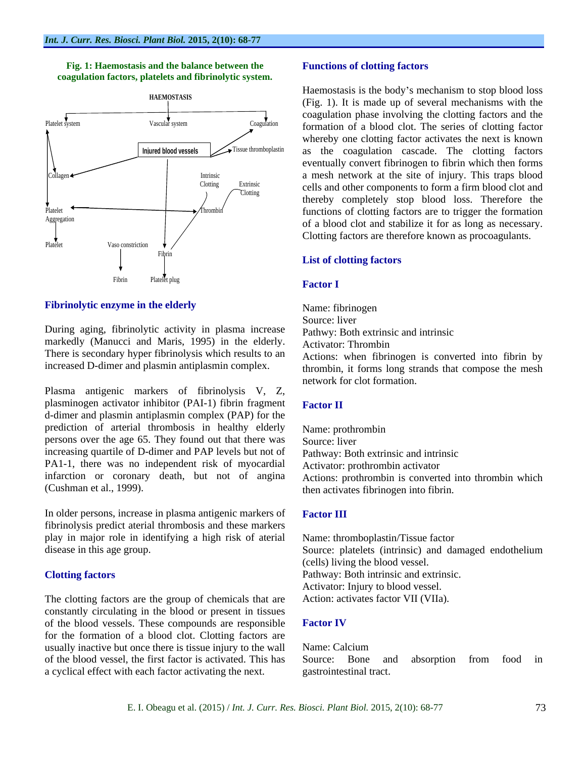**Fig. 1: Haemostasis and the balance between the coagulation factors, platelets and fibrinolytic system.**

HAEMOSTASIS

Platelet system | Vascular system | Coagulation

Injured blood vessels | Tissue thromboplastin

Collagen | Intrinsic Clotting | Extrinsic Clotting

Platelet Aggregation | Thrombin

Platelet | Vaso constriction | Fibrin

Fibrin | Platelet plug

## Fibrinolytic enzyme in the elderly

During aging, fibrinolytic activity in plasma increase markedly (Manucci and Maris, 1995) in the elderly. There is secondary hyper fibrinolysis which results to an increased D-dimer and plasmin antiplasmin complex.

Plasma antigenic markers of fibrinolysis V, Z, plasminogen activator inhibitor (PAI-1) fibrin fragment d-dimer and plasmin antiplasmin complex (PAP) for the prediction of arterial thrombosis in healthy elderly persons over the age 65. They found out that there was increasing quartile of D-dimer and PAP levels but not of PA1-1, there was no independent risk of myocardial infarction or coronary death, but not of angina (Cushman et al., 1999).

In older persons, increase in plasma antigenic markers of fibrinolysis predict aterial thrombosis and these markers play in major role in identifying a high risk of aterial disease in this age group.

## Clotting factors

The clotting factors are the group of chemicals that are constantly circulating in the blood or present in tissues of the blood vessels. These compounds are responsible for the formation of a blood clot. Clotting factors are usually inactive but once there is tissue injury to the wall of the blood vessel, the first factor is activated. This has a cyclical effect with each factor activating the next.

## Functions of clotting factors

Haemostasis is the body's mechanism to stop blood loss (Fig. 1). It is made up of several mechanisms with the coagulation phase involving the clotting factors and the formation of a blood clot. The series of clotting factor whereby one clotting factor activates the next is known as the coagulation cascade. The clotting factors eventually convert fibrinogen to fibrin which then forms a mesh network at the site of injury. This traps blood cells and other components to form a firm blood clot and thereby completely stop blood loss. Therefore the functions of clotting factors are to trigger the formation of a blood clot and stabilize it for as long as necessary. Clotting factors are therefore known as procoagulants.

## List of clotting factors

### Factor I

Name: fibrinogen
Source: liver
Pathwy: Both extrinsic and intrinsic
Activator: Thrombin
Actions: when fibrinogen is converted into fibrin by thrombin, it forms long strands that compose the mesh network for clot formation.

### Factor II

Name: prothrombin
Source: liver
Pathway: Both extrinsic and intrinsic
Activator: prothrombin activator
Actions: prothrombin is converted into thrombin which then activates fibrinogen into fibrin.

### Factor III

Name: thromboplastin/Tissue factor
Source: platelets (intrinsic) and damaged endothelium (cells) living the blood vessel.
Pathway: Both intrinsic and extrinsic.
Activator: Injury to blood vessel.
Action: activates factor VII (VIIa).

### Factor IV

Name: Calcium
Source: Bone and absorption from food in gastrointestinal tract.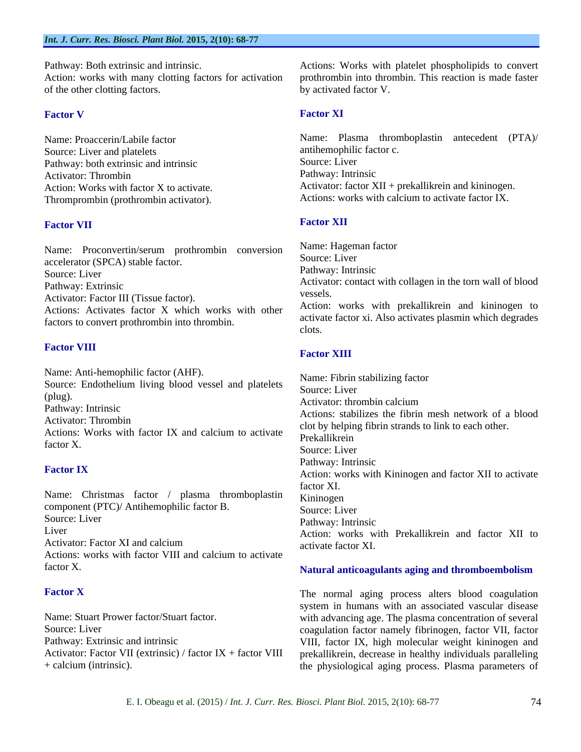Pathway: Both extrinsic and intrinsic.
Action: works with many clotting factors for activation of the other clotting factors.

### Factor V

Name: Proaccerin/Labile factor
Source: Liver and platelets
Pathway: both extrinsic and intrinsic
Activator: Thrombin
Action: Works with factor X to activate.
Thromprombin (prothrombin activator).

### Factor VII

Name: Proconvertin/serum prothrombin conversion accelerator (SPCA) stable factor.
Source: Liver
Pathway: Extrinsic
Activator: Factor III (Tissue factor).
Actions: Activates factor X which works with other factors to convert prothrombin into thrombin.

### Factor VIII

Name: Anti-hemophilic factor (AHF).
Source: Endothelium living blood vessel and platelets (plug).
Pathway: Intrinsic
Activator: Thrombin
Actions: Works with factor IX and calcium to activate factor X.

### Factor IX

Name: Christmas factor / plasma thromboplastin component (PTC)/ Antihemophilic factor B.
Source: Liver
Liver
Activator: Factor XI and calcium
Actions: works with factor VIII and calcium to activate factor X.

### Factor X

Name: Stuart Prower factor/Stuart factor.
Source: Liver
Pathway: Extrinsic and intrinsic
Activator: Factor VII (extrinsic) / factor IX + factor VIII + calcium (intrinsic).
Actions: Works with platelet phospholipids to convert prothrombin into thrombin. This reaction is made faster by activated factor V.

### Factor XI

Name: Plasma thromboplastin antecedent (PTA)/ antihemophilic factor c.
Source: Liver
Pathway: Intrinsic
Activator: factor XII + prekallikrein and kininogen.
Actions: works with calcium to activate factor IX.

### Factor XII

Name: Hageman factor
Source: Liver
Pathway: Intrinsic
Activator: contact with collagen in the torn wall of blood vessels.
Action: works with prekallikrein and kininogen to activate factor xi. Also activates plasmin which degrades clots.

### Factor XIII

Name: Fibrin stabilizing factor
Source: Liver
Activator: thrombin calcium
Actions: stabilizes the fibrin mesh network of a blood clot by helping fibrin strands to link to each other.
Prekallikrein
Source: Liver
Pathway: Intrinsic
Action: works with Kininogen and factor XII to activate factor XI.
Kininogen
Source: Liver
Pathway: Intrinsic
Action: works with Prekallikrein and factor XII to activate factor XI.

### Natural anticoagulants aging and thromboembolism

The normal aging process alters blood coagulation system in humans with an associated vascular disease with advancing age. The plasma concentration of several coagulation factor namely fibrinogen, factor VII, factor VIII, factor IX, high molecular weight kininogen and prekallikrein, decrease in healthy individuals paralleling the physiological aging process. Plasma parameters of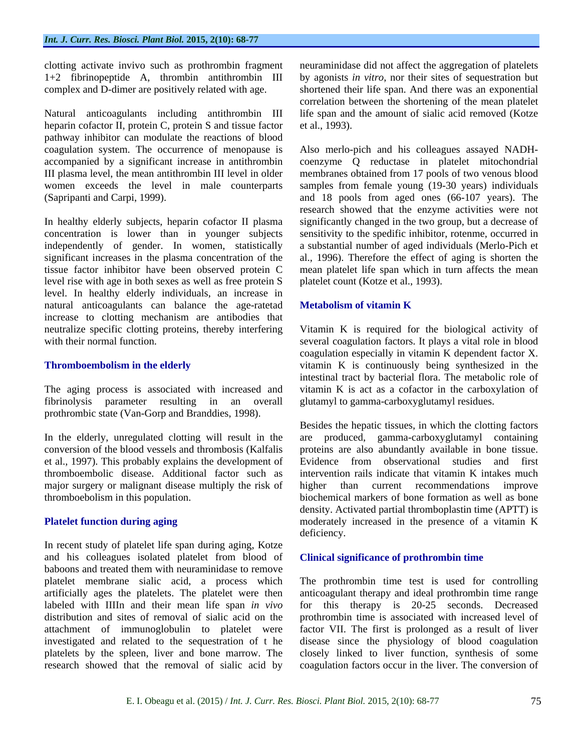clotting activate invivo such as prothrombin fragment 1+2 fibrinopeptide A, thrombin antithrombin III complex and D-dimer are positively related with age.

Natural anticoagulants including antithrombin III heparin cofactor II, protein C, protein S and tissue factor pathway inhibitor can modulate the reactions of blood coagulation system. The occurrence of menopause is accompanied by a significant increase in antithrombin III plasma level, the mean antithrombin III level in older women exceeds the level in male counterparts (Sapripanti and Carpi, 1999).

In healthy elderly subjects, heparin cofactor II plasma concentration is lower than in younger subjects independently of gender. In women, statistically significant increases in the plasma concentration of the tissue factor inhibitor have been observed protein C level rise with age in both sexes as well as free protein S level. In healthy elderly individuals, an increase in natural anticoagulants can balance the age-ratetad increase to clotting mechanism are antibodies that neutralize specific clotting proteins, thereby interfering with their normal function.

## Thromboembolism in the elderly

The aging process is associated with increased and fibrinolysis parameter resulting in an overall prothrombic state (Van-Gorp and Branddies, 1998).

In the elderly, unregulated clotting will result in the conversion of the blood vessels and thrombosis (Kalfalis et al., 1997). This probably explains the development of thromboembolic disease. Additional factor such as major surgery or malignant disease multiply the risk of thromboebolism in this population.

## Platelet function during aging

In recent study of platelet life span during aging, Kotze and his colleagues isolated platelet from blood of baboons and treated them with neuraminidase to remove platelet membrane sialic acid, a process which artificially ages the platelets. The platelet were then labeled with IIIIn and their mean life span *in vivo* distribution and sites of removal of sialic acid on the attachment of immunoglobulin to platelet were investigated and related to the sequestration of t he platelets by the spleen, liver and bone marrow. The research showed that the removal of sialic acid by neuraminidase did not affect the aggregation of platelets by agonists *in vitro*, nor their sites of sequestration but shortened their life span. And there was an exponential correlation between the shortening of the mean platelet life span and the amount of sialic acid removed (Kotze et al., 1993).

Also merlo-pich and his colleagues assayed NADH-coenzyme Q reductase in platelet mitochondrial membranes obtained from 17 pools of two venous blood samples from female young (19-30 years) individuals and 18 pools from aged ones (66-107 years). The research showed that the enzyme activities were not significantly changed in the two group, but a decrease of sensitivity to the spedific inhibitor, rotenme, occurred in a substantial number of aged individuals (Merlo-Pich et al., 1996). Therefore the effect of aging is shorten the mean platelet life span which in turn affects the mean platelet count (Kotze et al., 1993).

## Metabolism of vitamin K

Vitamin K is required for the biological activity of several coagulation factors. It plays a vital role in blood coagulation especially in vitamin K dependent factor X. vitamin K is continuously being synthesized in the intestinal tract by bacterial flora. The metabolic role of vitamin K is act as a cofactor in the carboxylation of glutamyl to gamma-carboxyglutamyl residues.

Besides the hepatic tissues, in which the clotting factors are produced, gamma-carboxyglutamyl containing proteins are also abundantly available in bone tissue. Evidence from observational studies and first intervention rails indicate that vitamin K intakes much higher than current recommendations improve biochemical markers of bone formation as well as bone density. Activated partial thromboplastin time (APTT) is moderately increased in the presence of a vitamin K deficiency.

## Clinical significance of prothrombin time

The prothrombin time test is used for controlling anticoagulant therapy and ideal prothrombin time range for this therapy is 20-25 seconds. Decreased prothrombin time is associated with increased level of factor VII. The first is prolonged as a result of liver disease since the physiology of blood coagulation closely linked to liver function, synthesis of some coagulation factors occur in the liver. The conversion of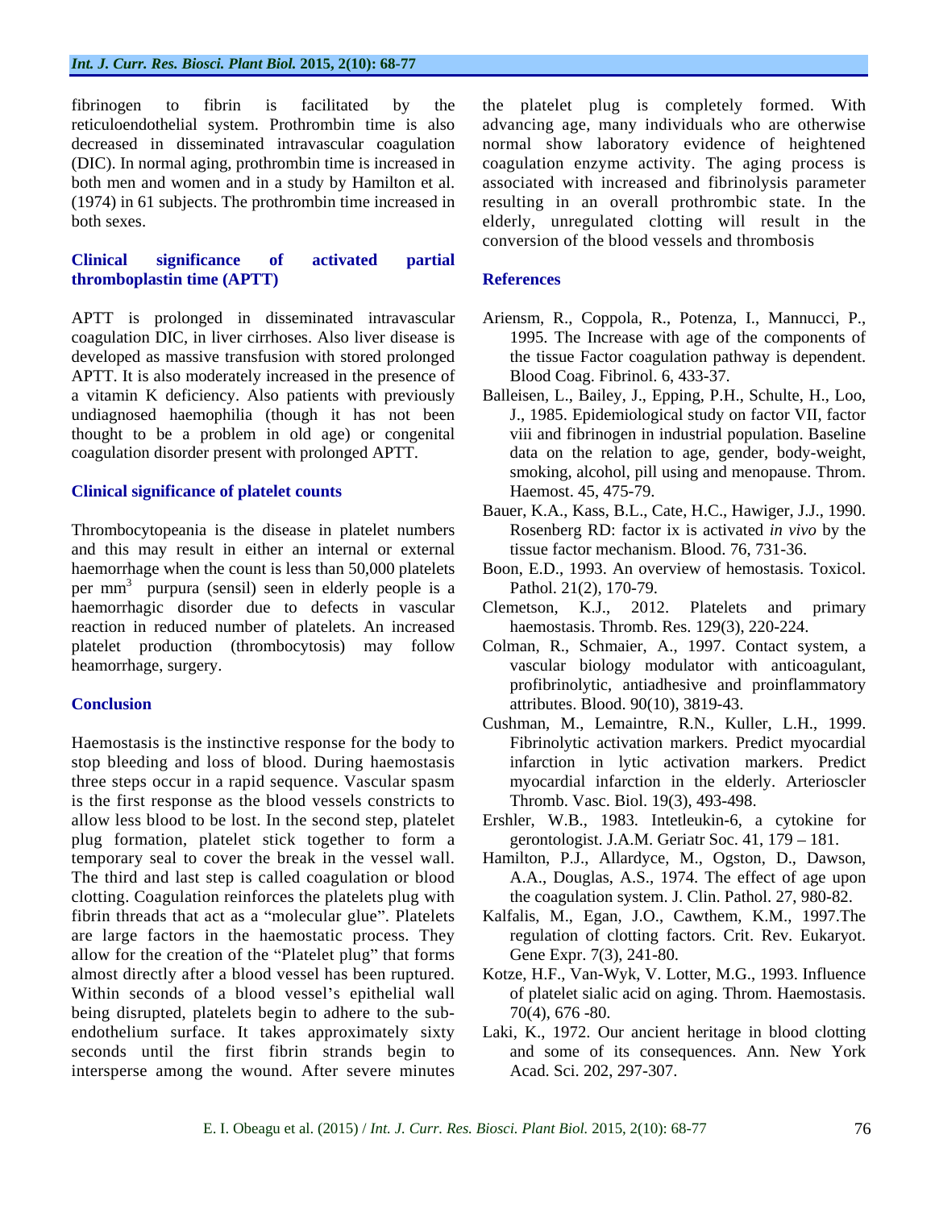fibrinogen to fibrin is facilitated by the reticuloendothelial system. Prothrombin time is also decreased in disseminated intravascular coagulation (DIC). In normal aging, prothrombin time is increased in both men and women and in a study by Hamilton et al. (1974) in 61 subjects. The prothrombin time increased in both sexes.

## Clinical significance of activated partial thromboplastin time (APTT)

APTT is prolonged in disseminated intravascular coagulation DIC, in liver cirrhoses. Also liver disease is developed as massive transfusion with stored prolonged APTT. It is also moderately increased in the presence of a vitamin K deficiency. Also patients with previously undiagnosed haemophilia (though it has not been thought to be a problem in old age) or congenital coagulation disorder present with prolonged APTT.

## Clinical significance of platelet counts

Thrombocytopeania is the disease in platelet numbers and this may result in either an internal or external haemorrhage when the count is less than 50,000 platelets per $mm^3$ purpura (sensil) seen in elderly people is a haemorrhagic disorder due to defects in vascular reaction in reduced number of platelets. An increased platelet production (thrombocytosis) may follow heamorrhage, surgery.

## Conclusion

Haemostasis is the instinctive response for the body to stop bleeding and loss of blood. During haemostasis three steps occur in a rapid sequence. Vascular spasm is the first response as the blood vessels constricts to allow less blood to be lost. In the second step, platelet plug formation, platelet stick together to form a temporary seal to cover the break in the vessel wall. The third and last step is called coagulation or blood clotting. Coagulation reinforces the platelets plug with fibrin threads that act as a "molecular glue". Platelets are large factors in the haemostatic process. They allow for the creation of the "Platelet plug" that forms almost directly after a blood vessel has been ruptured. Within seconds of a blood vessel's epithelial wall being disrupted, platelets begin to adhere to the sub-endothelium surface. It takes approximately sixty seconds until the first fibrin strands begin to intersperse among the wound. After severe minutes the platelet plug is completely formed. With advancing age, many individuals who are otherwise normal show laboratory evidence of heightened coagulation enzyme activity. The aging process is associated with increased and fibrinolysis parameter resulting in an overall prothrombic state. In the elderly, unregulated clotting will result in the conversion of the blood vessels and thrombosis

## References

Ariensm, R., Coppola, R., Potenza, I., Mannucci, P., 1995. The Increase with age of the components of the tissue Factor coagulation pathway is dependent. Blood Coag. Fibrinol. 6, 433-37.

Balleisen, L., Bailey, J., Epping, P.H., Schulte, H., Loo, J., 1985. Epidemiological study on factor VII, factor viii and fibrinogen in industrial population. Baseline data on the relation to age, gender, body-weight, smoking, alcohol, pill using and menopause. Throm. Haemost. 45, 475-79.

Bauer, K.A., Kass, B.L., Cate, H.C., Hawiger, J.J., 1990. Rosenberg RD: factor ix is activated *in vivo* by the tissue factor mechanism. Blood. 76, 731-36.

Boon, E.D., 1993. An overview of hemostasis. Toxicol. Pathol. 21(2), 170-79.

Clemetson, K.J., 2012. Platelets and primary haemostasis. Thromb. Res. 129(3), 220-224.

Colman, R., Schmaier, A., 1997. Contact system, a vascular biology modulator with anticoagulant, profibrinolytic, antiadhesive and proinflammatory attributes. Blood. 90(10), 3819-43.

Cushman, M., Lemaintre, R.N., Kuller, L.H., 1999. Fibrinolytic activation markers. Predict myocardial infarction in lytic activation markers. Predict myocardial infarction in the elderly. Arterioscler Thromb. Vasc. Biol. 19(3), 493-498.

Ershler, W.B., 1983. Intetleukin-6, a cytokine for gerontologist. J.A.M. Geriatr Soc. 41, 179 – 181.

Hamilton, P.J., Allardyce, M., Ogston, D., Dawson, A.A., Douglas, A.S., 1974. The effect of age upon the coagulation system. J. Clin. Pathol. 27, 980-82.

Kalfalis, M., Egan, J.O., Cawthem, K.M., 1997.The regulation of clotting factors. Crit. Rev. Eukaryot. Gene Expr. 7(3), 241-80.

Kotze, H.F., Van-Wyk, V. Lotter, M.G., 1993. Influence of platelet sialic acid on aging. Throm. Haemostasis. 70(4), 676 -80.

Laki, K., 1972. Our ancient heritage in blood clotting and some of its consequences. Ann. New York Acad. Sci. 202, 297-307.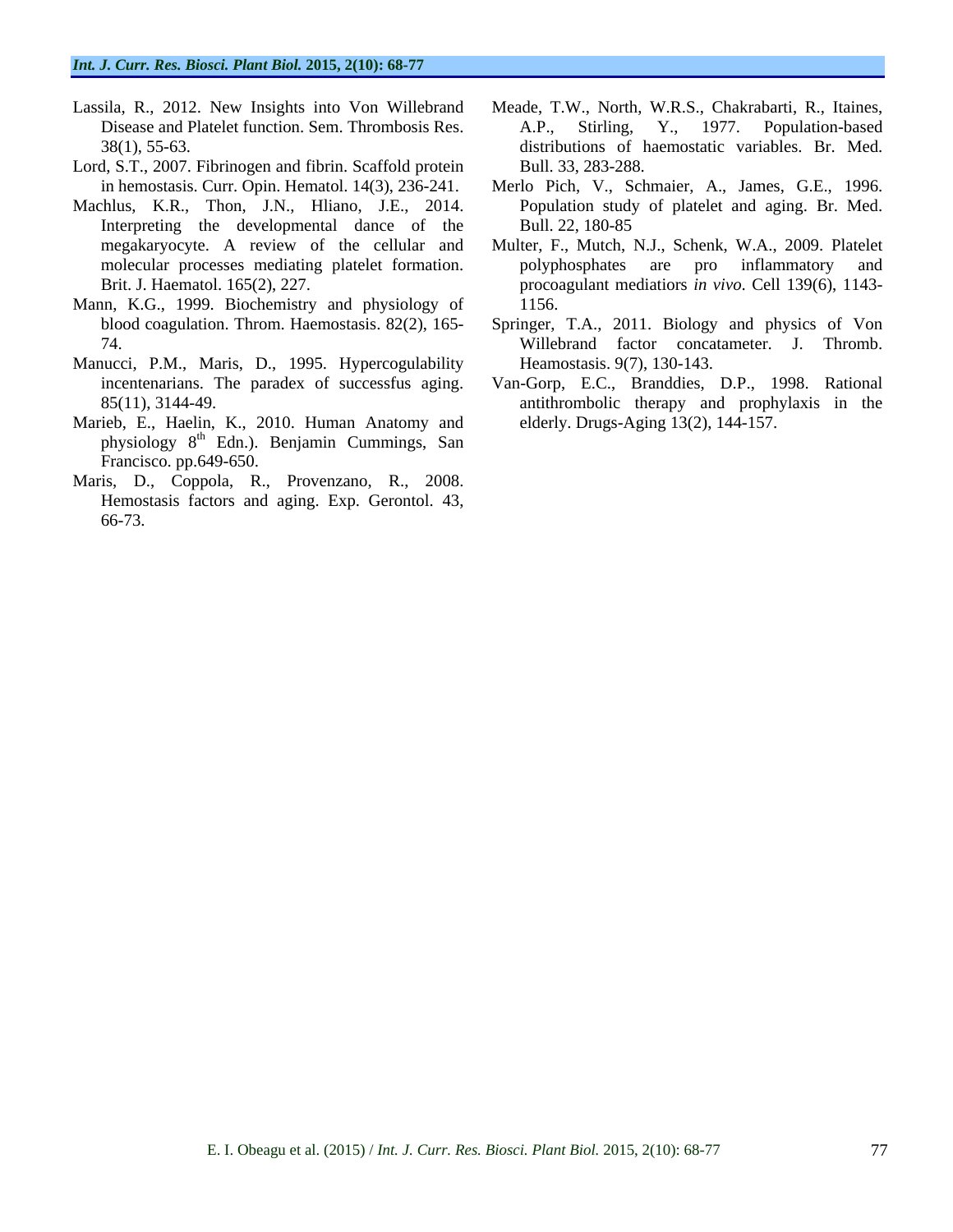Lassila, R., 2012. New Insights into Von Willebrand Disease and Platelet function. Sem. Thrombosis Res. 38(1), 55-63.

Lord, S.T., 2007. Fibrinogen and fibrin. Scaffold protein in hemostasis. Curr. Opin. Hematol. 14(3), 236-241.

Machlus, K.R., Thon, J.N., Hliano, J.E., 2014. Interpreting the developmental dance of the megakaryocyte. A review of the cellular and molecular processes mediating platelet formation. Brit. J. Haematol. 165(2), 227.

Mann, K.G., 1999. Biochemistry and physiology of blood coagulation. Throm. Haemostasis. 82(2), 165-74.

Manucci, P.M., Maris, D., 1995. Hypercogulability incentenarians. The paradex of successfus aging. 85(11), 3144-49.

Marieb, E., Haelin, K., 2010. Human Anatomy and physiology 8th Edn.). Benjamin Cummings, San Francisco. pp.649-650.

Maris, D., Coppola, R., Provenzano, R., 2008. Hemostasis factors and aging. Exp. Gerontol. 43, 66-73.

Meade, T.W., North, W.R.S., Chakrabarti, R., Itaines, A.P., Stirling, Y., 1977. Population-based distributions of haemostatic variables. Br. Med. Bull. 33, 283-288.

Merlo Pich, V., Schmaier, A., James, G.E., 1996. Population study of platelet and aging. Br. Med. Bull. 22, 180-85

Multer, F., Mutch, N.J., Schenk, W.A., 2009. Platelet polyphosphates are pro inflammatory and procoagulant mediatiors *in vivo*. Cell 139(6), 1143-1156.

Springer, T.A., 2011. Biology and physics of Von Willebrand factor concatameter. J. Thromb. Heamostasis. 9(7), 130-143.

Van-Gorp, E.C., Branddies, D.P., 1998. Rational antithrombolic therapy and prophylaxis in the elderly. Drugs-Aging 13(2), 144-157.